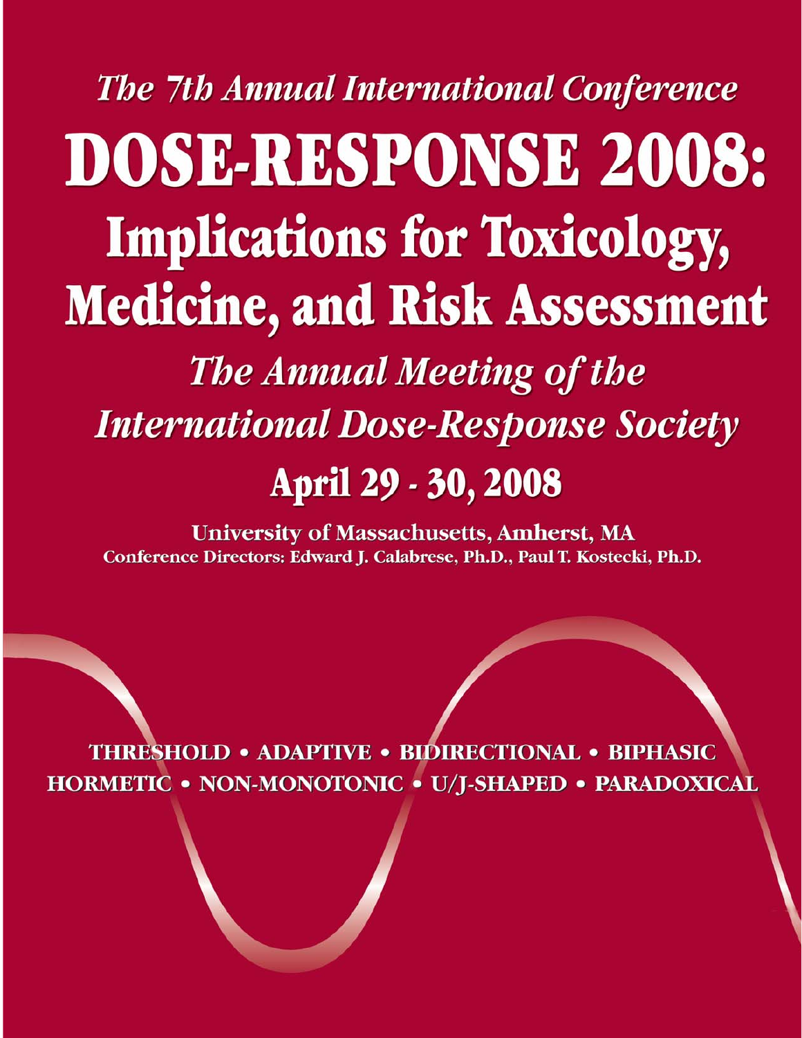*The 7th Annual International Conference*

# DOSE-RESPONSE 2008:

# Implications for Toxicology, Medicine, and Risk Assessment

## *The Annual Meeting of the International Dose-Response Society*

## April 29 - 30, 2008

**University of Massachusetts, Amherst, MA**

**Conference Directors: Edward J. Calabrese, Ph.D., Paul T. Kostecki, Ph.D.**

**THRESHOLD • ADAPTIVE • BIDIRECTIONAL • BIPHASIC**
**HORMETIC • NON-MONOTONIC • U/J-SHAPED • PARADOXICAL**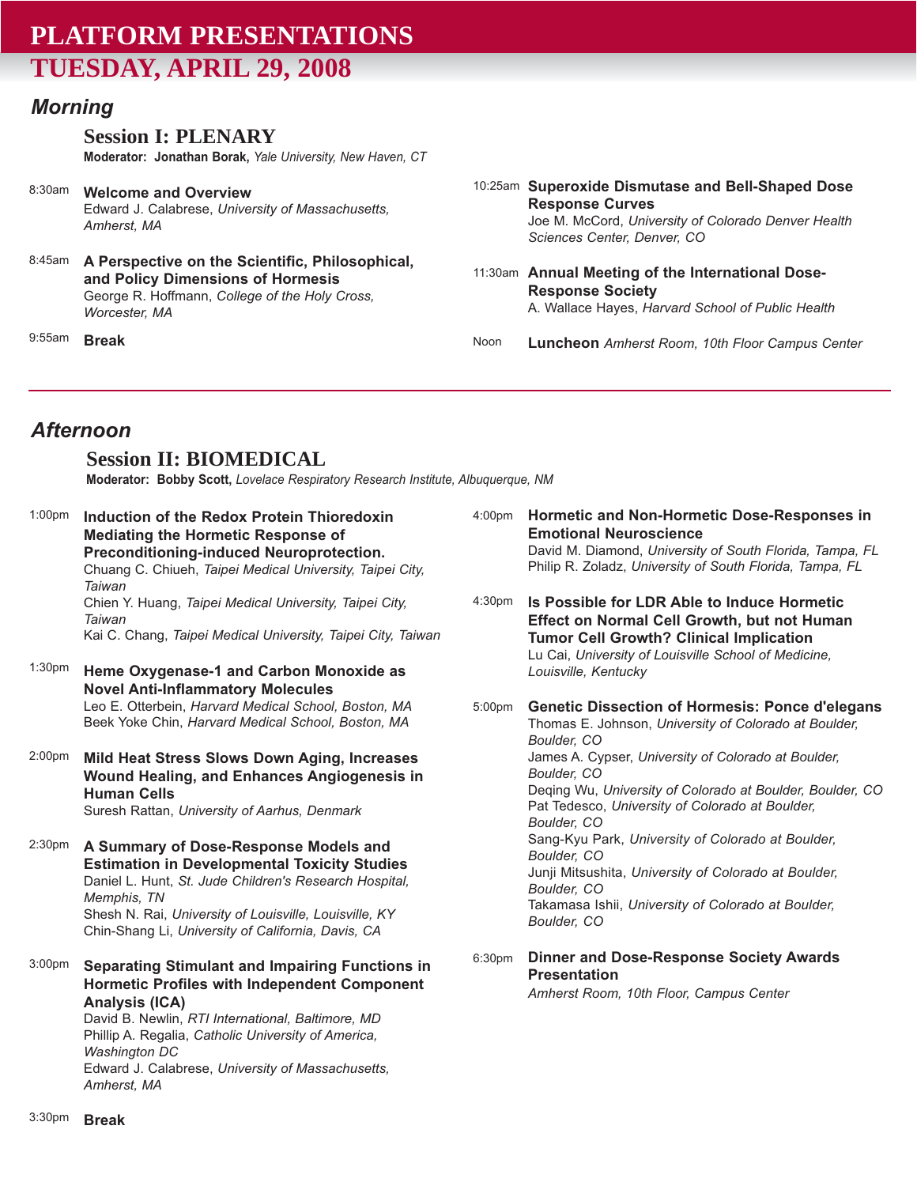# PLATFORM PRESENTATIONS

## TUESDAY, APRIL 29, 2008

### *Morning*

#### Session I: PLENARY

**Moderator: Jonathan Borak,** *Yale University, New Haven, CT*

8:30am **Welcome and Overview**
Edward J. Calabrese, *University of Massachusetts, Amherst, MA*

8:45am **A Perspective on the Scientific, Philosophical, and Policy Dimensions of Hormesis**
George R. Hoffmann, *College of the Holy Cross, Worcester, MA*

9:55am **Break**

10:25am **Superoxide Dismutase and Bell-Shaped Dose Response Curves**
Joe M. McCord, *University of Colorado Denver Health Sciences Center, Denver, CO*

11:30am **Annual Meeting of the International Dose-Response Society**
A. Wallace Hayes, *Harvard School of Public Health*

Noon **Luncheon** *Amherst Room, 10th Floor Campus Center*

---

### *Afternoon*

#### Session II: BIOMEDICAL

**Moderator: Bobby Scott,** *Lovelace Respiratory Research Institute, Albuquerque, NM*

1:00pm **Induction of the Redox Protein Thioredoxin Mediating the Hormetic Response of Preconditioning-induced Neuroprotection.**
Chuang C. Chiueh, *Taipei Medical University, Taipei City, Taiwan*
Chien Y. Huang, *Taipei Medical University, Taipei City, Taiwan*
Kai C. Chang, *Taipei Medical University, Taipei City, Taiwan*

1:30pm **Heme Oxygenase-1 and Carbon Monoxide as Novel Anti-Inflammatory Molecules**
Leo E. Otterbein, *Harvard Medical School, Boston, MA*
Beek Yoke Chin, *Harvard Medical School, Boston, MA*

2:00pm **Mild Heat Stress Slows Down Aging, Increases Wound Healing, and Enhances Angiogenesis in Human Cells**
Suresh Rattan, *University of Aarhus, Denmark*

2:30pm **A Summary of Dose-Response Models and Estimation in Developmental Toxicity Studies**
Daniel L. Hunt, *St. Jude Children's Research Hospital, Memphis, TN*
Shesh N. Rai, *University of Louisville, Louisville, KY*
Chin-Shang Li, *University of California, Davis, CA*

3:00pm **Separating Stimulant and Impairing Functions in Hormetic Profiles with Independent Component Analysis (ICA)**
David B. Newlin, *RTI International, Baltimore, MD*
Phillip A. Regalia, *Catholic University of America, Washington DC*
Edward J. Calabrese, *University of Massachusetts, Amherst, MA*

3:30pm **Break**

4:00pm **Hormetic and Non-Hormetic Dose-Responses in Emotional Neuroscience**
David M. Diamond, *University of South Florida, Tampa, FL*
Philip R. Zoladz, *University of South Florida, Tampa, FL*

4:30pm **Is Possible for LDR Able to Induce Hormetic Effect on Normal Cell Growth, but not Human Tumor Cell Growth? Clinical Implication**
Lu Cai, *University of Louisville School of Medicine, Louisville, Kentucky*

5:00pm **Genetic Dissection of Hormesis: Ponce d'elegans**
Thomas E. Johnson, *University of Colorado at Boulder, Boulder, CO*
James A. Cypser, *University of Colorado at Boulder, Boulder, CO*
Deqing Wu, *University of Colorado at Boulder, Boulder, CO*
Pat Tedesco, *University of Colorado at Boulder, Boulder, CO*
Sang-Kyu Park, *University of Colorado at Boulder, Boulder, CO*
Junji Mitsushita, *University of Colorado at Boulder, Boulder, CO*
Takamasa Ishii, *University of Colorado at Boulder, Boulder, CO*

6:30pm **Dinner and Dose-Response Society Awards Presentation**
*Amherst Room, 10th Floor, Campus Center*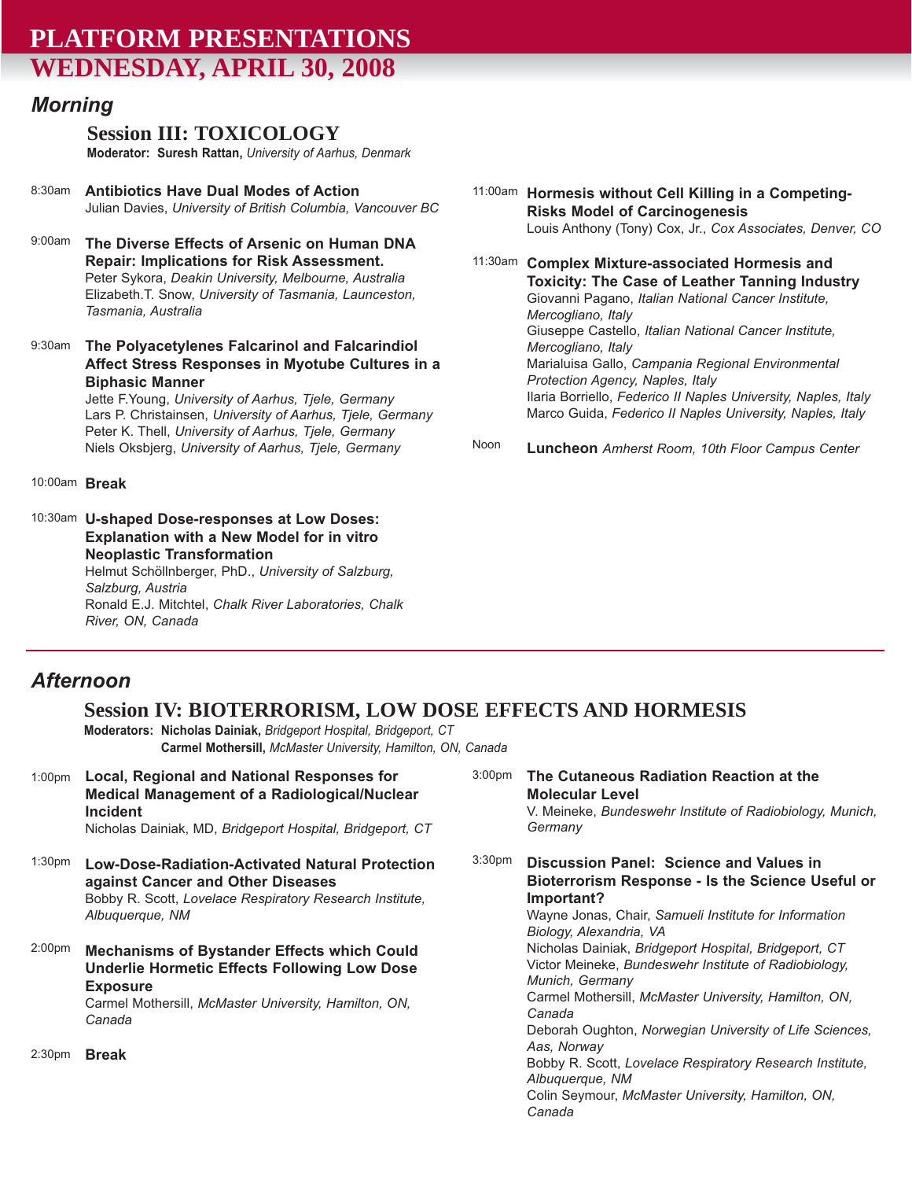# PLATFORM PRESENTATIONS
# WEDNESDAY, APRIL 30, 2008

## Morning

### Session III: TOXICOLOGY

**Moderator: Suresh Rattan,** *University of Aarhus, Denmark*

8:30am **Antibiotics Have Dual Modes of Action**
Julian Davies, *University of British Columbia, Vancouver BC*

9:00am **The Diverse Effects of Arsenic on Human DNA Repair: Implications for Risk Assessment.**
Peter Sykora, *Deakin University, Melbourne, Australia*
Elizabeth.T. Snow, *University of Tasmania, Launceston, Tasmania, Australia*

9:30am **The Polyacetylenes Falcarinol and Falcarindiol Affect Stress Responses in Myotube Cultures in a Biphasic Manner**
Jette F.Young, *University of Aarhus, Tjele, Germany*
Lars P. Christainsen, *University of Aarhus, Tjele, Germany*
Peter K. Thell, *University of Aarhus, Tjele, Germany*
Niels Oksbjerg, *University of Aarhus, Tjele, Germany*

10:00am **Break**

10:30am **U-shaped Dose-responses at Low Doses: Explanation with a New Model for in vitro Neoplastic Transformation**
Helmut Schöllnberger, PhD., *University of Salzburg, Salzburg, Austria*
Ronald E.J. Mitchtel, *Chalk River Laboratories, Chalk River, ON, Canada*

11:00am **Hormesis without Cell Killing in a Competing-Risks Model of Carcinogenesis**
Louis Anthony (Tony) Cox, Jr., *Cox Associates, Denver, CO*

11:30am **Complex Mixture-associated Hormesis and Toxicity: The Case of Leather Tanning Industry**
Giovanni Pagano, *Italian National Cancer Institute, Mercogliano, Italy*
Giuseppe Castello, *Italian National Cancer Institute, Mercogliano, Italy*
Marialuisa Gallo, *Campania Regional Environmental Protection Agency, Naples, Italy*
Ilaria Borriello, *Federico II Naples University, Naples, Italy*
Marco Guida, *Federico II Naples University, Naples, Italy*

Noon **Luncheon** *Amherst Room, 10th Floor Campus Center*

## Afternoon

### Session IV: BIOTERRORISM, LOW DOSE EFFECTS AND HORMESIS

**Moderators: Nicholas Dainiak,** *Bridgeport Hospital, Bridgeport, CT*
**Carmel Mothersill,** *McMaster University, Hamilton, ON, Canada*

1:00pm **Local, Regional and National Responses for Medical Management of a Radiological/Nuclear Incident**
Nicholas Dainiak, MD, *Bridgeport Hospital, Bridgeport, CT*

1:30pm **Low-Dose-Radiation-Activated Natural Protection against Cancer and Other Diseases**
Bobby R. Scott, *Lovelace Respiratory Research Institute, Albuquerque, NM*

2:00pm **Mechanisms of Bystander Effects which Could Underlie Hormetic Effects Following Low Dose Exposure**
Carmel Mothersill, *McMaster University, Hamilton, ON, Canada*

2:30pm **Break**

3:00pm **The Cutaneous Radiation Reaction at the Molecular Level**
V. Meineke, *Bundeswehr Institute of Radiobiology, Munich, Germany*

3:30pm **Discussion Panel: Science and Values in Bioterrorism Response - Is the Science Useful or Important?**
Wayne Jonas, Chair, *Samueli Institute for Information Biology, Alexandria, VA*
Nicholas Dainiak, *Bridgeport Hospital, Bridgeport, CT*
Victor Meineke, *Bundeswehr Institute of Radiobiology, Munich, Germany*
Carmel Mothersill, *McMaster University, Hamilton, ON, Canada*
Deborah Oughton, *Norwegian University of Life Sciences, Aas, Norway*
Bobby R. Scott, *Lovelace Respiratory Research Institute, Albuquerque, NM*
Colin Seymour, *McMaster University, Hamilton, ON, Canada*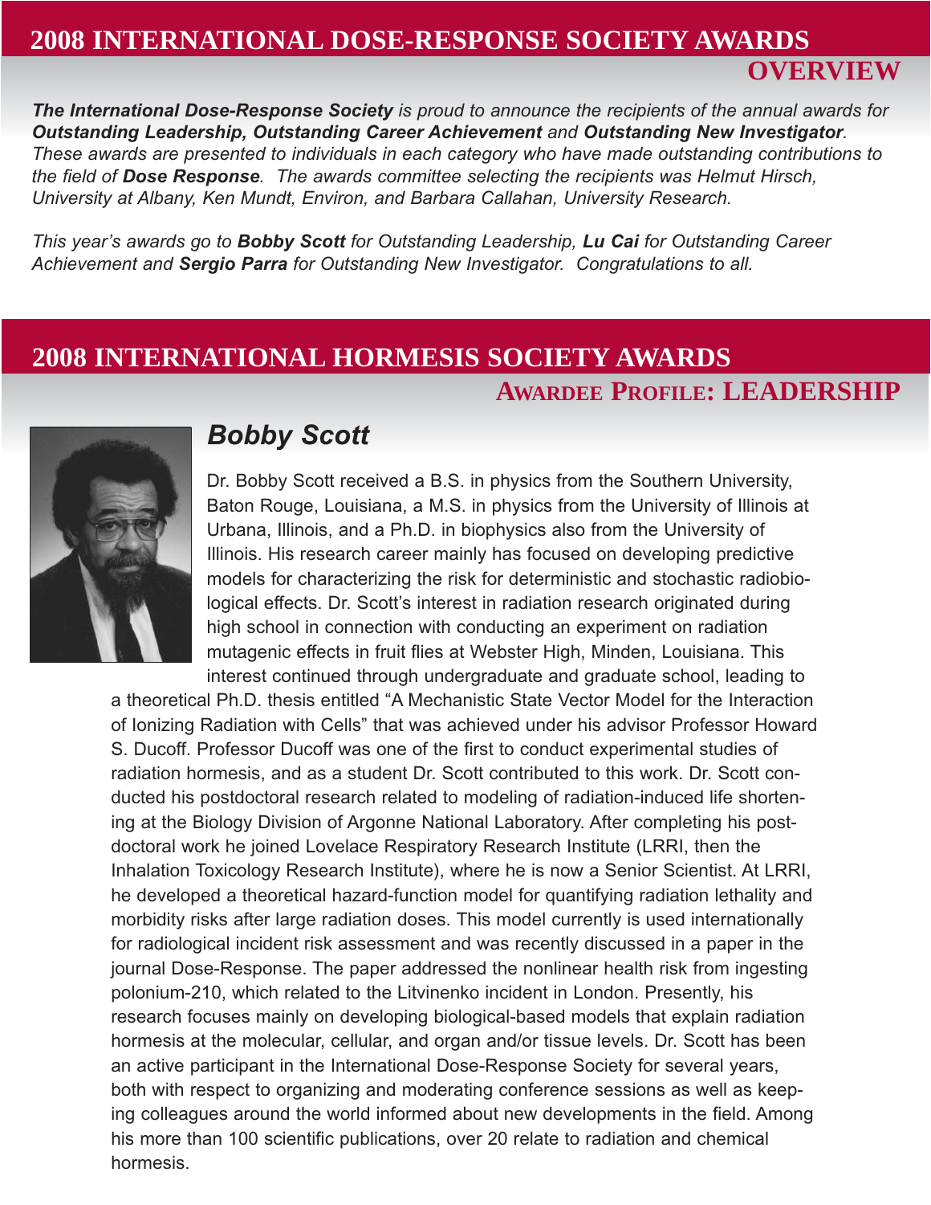# 2008 INTERNATIONAL DOSE-RESPONSE SOCIETY AWARDS

## OVERVIEW

*__The International Dose-Response Society__ is proud to announce the recipients of the annual awards for __Outstanding Leadership, Outstanding Career Achievement__ and __Outstanding New Investigator__. These awards are presented to individuals in each category who have made outstanding contributions to the field of __Dose Response__. The awards committee selecting the recipients was Helmut Hirsch, University at Albany, Ken Mundt, Environ, and Barbara Callahan, University Research.*

*This year's awards go to __Bobby Scott__ for Outstanding Leadership, __Lu Cai__ for Outstanding Career Achievement and __Sergio Parra__ for Outstanding New Investigator. Congratulations to all.*

# 2008 INTERNATIONAL HORMESIS SOCIETY AWARDS

## AWARDEE PROFILE: LEADERSHIP

### *Bobby Scott*

Dr. Bobby Scott received a B.S. in physics from the Southern University, Baton Rouge, Louisiana, a M.S. in physics from the University of Illinois at Urbana, Illinois, and a Ph.D. in biophysics also from the University of Illinois. His research career mainly has focused on developing predictive models for characterizing the risk for deterministic and stochastic radiobiological effects. Dr. Scott's interest in radiation research originated during high school in connection with conducting an experiment on radiation mutagenic effects in fruit flies at Webster High, Minden, Louisiana. This interest continued through undergraduate and graduate school, leading to a theoretical Ph.D. thesis entitled "A Mechanistic State Vector Model for the Interaction of Ionizing Radiation with Cells" that was achieved under his advisor Professor Howard S. Ducoff. Professor Ducoff was one of the first to conduct experimental studies of radiation hormesis, and as a student Dr. Scott contributed to this work. Dr. Scott conducted his postdoctoral research related to modeling of radiation-induced life shortening at the Biology Division of Argonne National Laboratory. After completing his postdoctoral work he joined Lovelace Respiratory Research Institute (LRRI, then the Inhalation Toxicology Research Institute), where he is now a Senior Scientist. At LRRI, he developed a theoretical hazard-function model for quantifying radiation lethality and morbidity risks after large radiation doses. This model currently is used internationally for radiological incident risk assessment and was recently discussed in a paper in the journal Dose-Response. The paper addressed the nonlinear health risk from ingesting polonium-210, which related to the Litvinenko incident in London. Presently, his research focuses mainly on developing biological-based models that explain radiation hormesis at the molecular, cellular, and organ and/or tissue levels. Dr. Scott has been an active participant in the International Dose-Response Society for several years, both with respect to organizing and moderating conference sessions as well as keeping colleagues around the world informed about new developments in the field. Among his more than 100 scientific publications, over 20 relate to radiation and chemical hormesis.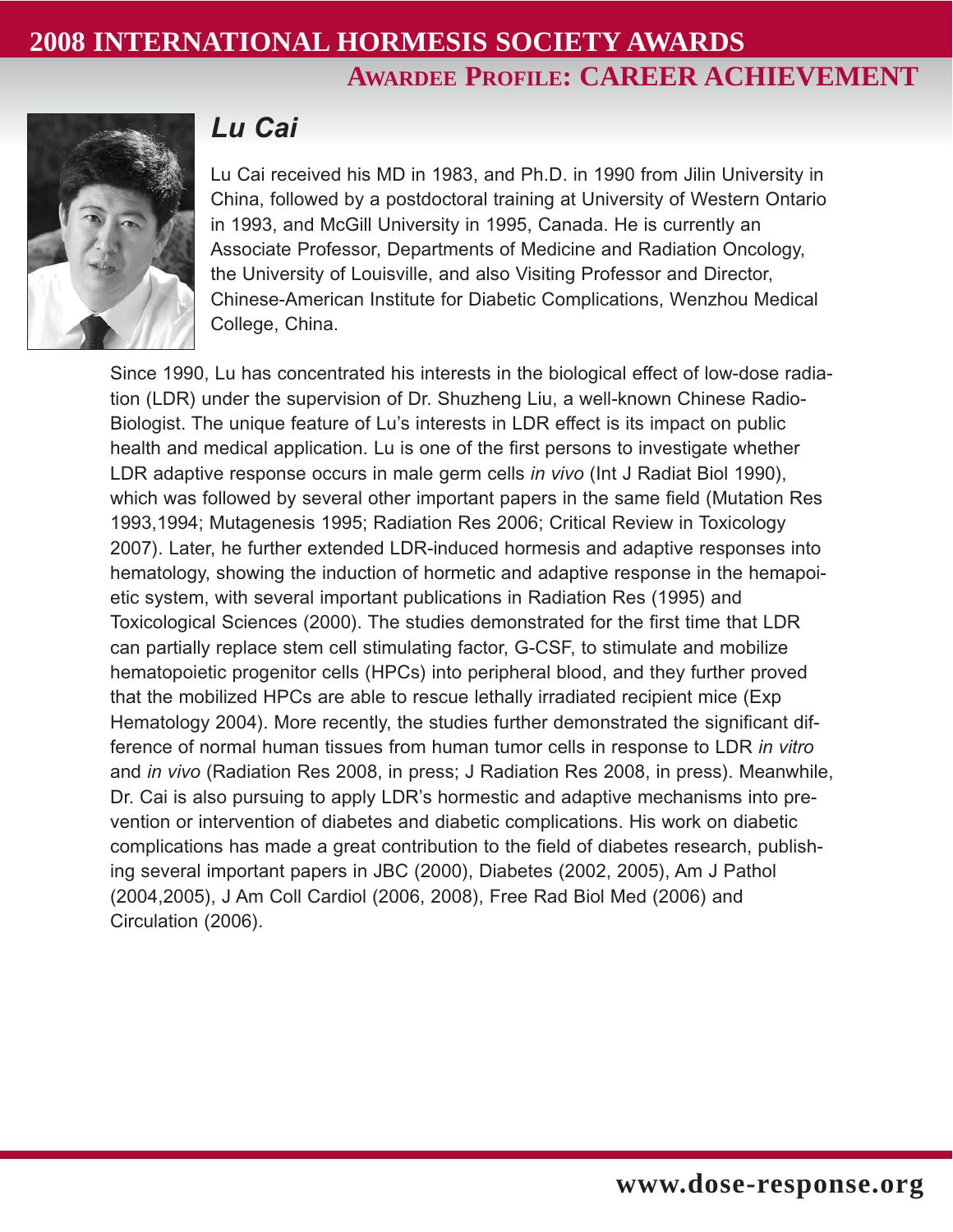# 2008 INTERNATIONAL HORMESIS SOCIETY AWARDS

## AWARDEE PROFILE: CAREER ACHIEVEMENT

### *Lu Cai*

Lu Cai received his MD in 1983, and Ph.D. in 1990 from Jilin University in China, followed by a postdoctoral training at University of Western Ontario in 1993, and McGill University in 1995, Canada. He is currently an Associate Professor, Departments of Medicine and Radiation Oncology, the University of Louisville, and also Visiting Professor and Director, Chinese-American Institute for Diabetic Complications, Wenzhou Medical College, China.

Since 1990, Lu has concentrated his interests in the biological effect of low-dose radiation (LDR) under the supervision of Dr. Shuzheng Liu, a well-known Chinese Radio-Biologist. The unique feature of Lu's interests in LDR effect is its impact on public health and medical application. Lu is one of the first persons to investigate whether LDR adaptive response occurs in male germ cells *in vivo* (Int J Radiat Biol 1990), which was followed by several other important papers in the same field (Mutation Res 1993,1994; Mutagenesis 1995; Radiation Res 2006; Critical Review in Toxicology 2007). Later, he further extended LDR-induced hormesis and adaptive responses into hematology, showing the induction of hormetic and adaptive response in the hemapoietic system, with several important publications in Radiation Res (1995) and Toxicological Sciences (2000). The studies demonstrated for the first time that LDR can partially replace stem cell stimulating factor, G-CSF, to stimulate and mobilize hematopoietic progenitor cells (HPCs) into peripheral blood, and they further proved that the mobilized HPCs are able to rescue lethally irradiated recipient mice (Exp Hematology 2004). More recently, the studies further demonstrated the significant difference of normal human tissues from human tumor cells in response to LDR *in vitro* and *in vivo* (Radiation Res 2008, in press; J Radiation Res 2008, in press). Meanwhile, Dr. Cai is also pursuing to apply LDR's hormestic and adaptive mechanisms into prevention or intervention of diabetes and diabetic complications. His work on diabetic complications has made a great contribution to the field of diabetes research, publishing several important papers in JBC (2000), Diabetes (2002, 2005), Am J Pathol (2004,2005), J Am Coll Cardiol (2006, 2008), Free Rad Biol Med (2006) and Circulation (2006).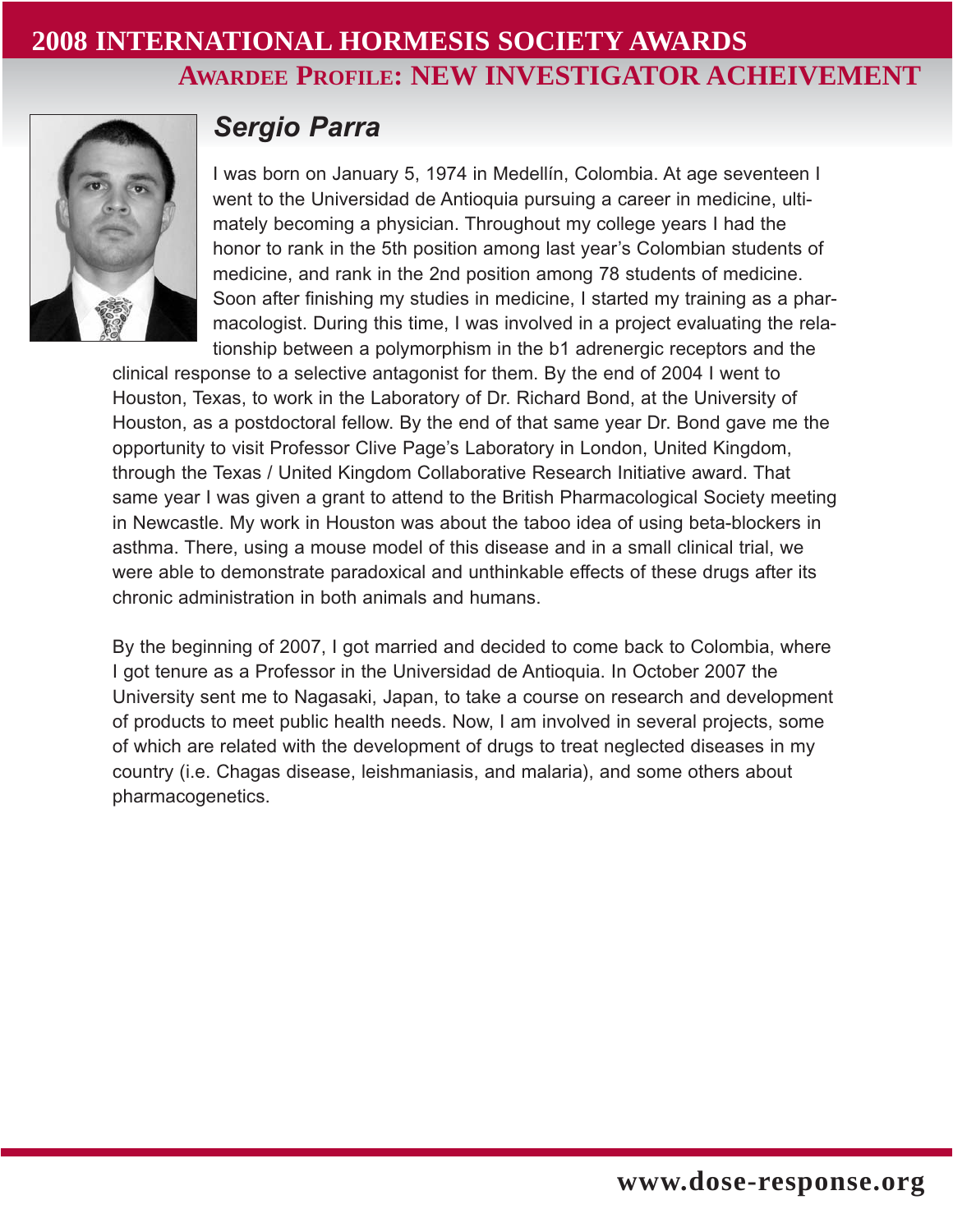# 2008 INTERNATIONAL HORMESIS SOCIETY AWARDS

## AWARDEE PROFILE: NEW INVESTIGATOR ACHEIVEMENT

### *Sergio Parra*

I was born on January 5, 1974 in Medellín, Colombia. At age seventeen I went to the Universidad de Antioquia pursuing a career in medicine, ultimately becoming a physician. Throughout my college years I had the honor to rank in the 5th position among last year's Colombian students of medicine, and rank in the 2nd position among 78 students of medicine. Soon after finishing my studies in medicine, I started my training as a pharmacologist. During this time, I was involved in a project evaluating the relationship between a polymorphism in the b1 adrenergic receptors and the clinical response to a selective antagonist for them. By the end of 2004 I went to Houston, Texas, to work in the Laboratory of Dr. Richard Bond, at the University of Houston, as a postdoctoral fellow. By the end of that same year Dr. Bond gave me the opportunity to visit Professor Clive Page's Laboratory in London, United Kingdom, through the Texas / United Kingdom Collaborative Research Initiative award. That same year I was given a grant to attend to the British Pharmacological Society meeting in Newcastle. My work in Houston was about the taboo idea of using beta-blockers in asthma. There, using a mouse model of this disease and in a small clinical trial, we were able to demonstrate paradoxical and unthinkable effects of these drugs after its chronic administration in both animals and humans.

By the beginning of 2007, I got married and decided to come back to Colombia, where I got tenure as a Professor in the Universidad de Antioquia. In October 2007 the University sent me to Nagasaki, Japan, to take a course on research and development of products to meet public health needs. Now, I am involved in several projects, some of which are related with the development of drugs to treat neglected diseases in my country (i.e. Chagas disease, leishmaniasis, and malaria), and some others about pharmacogenetics.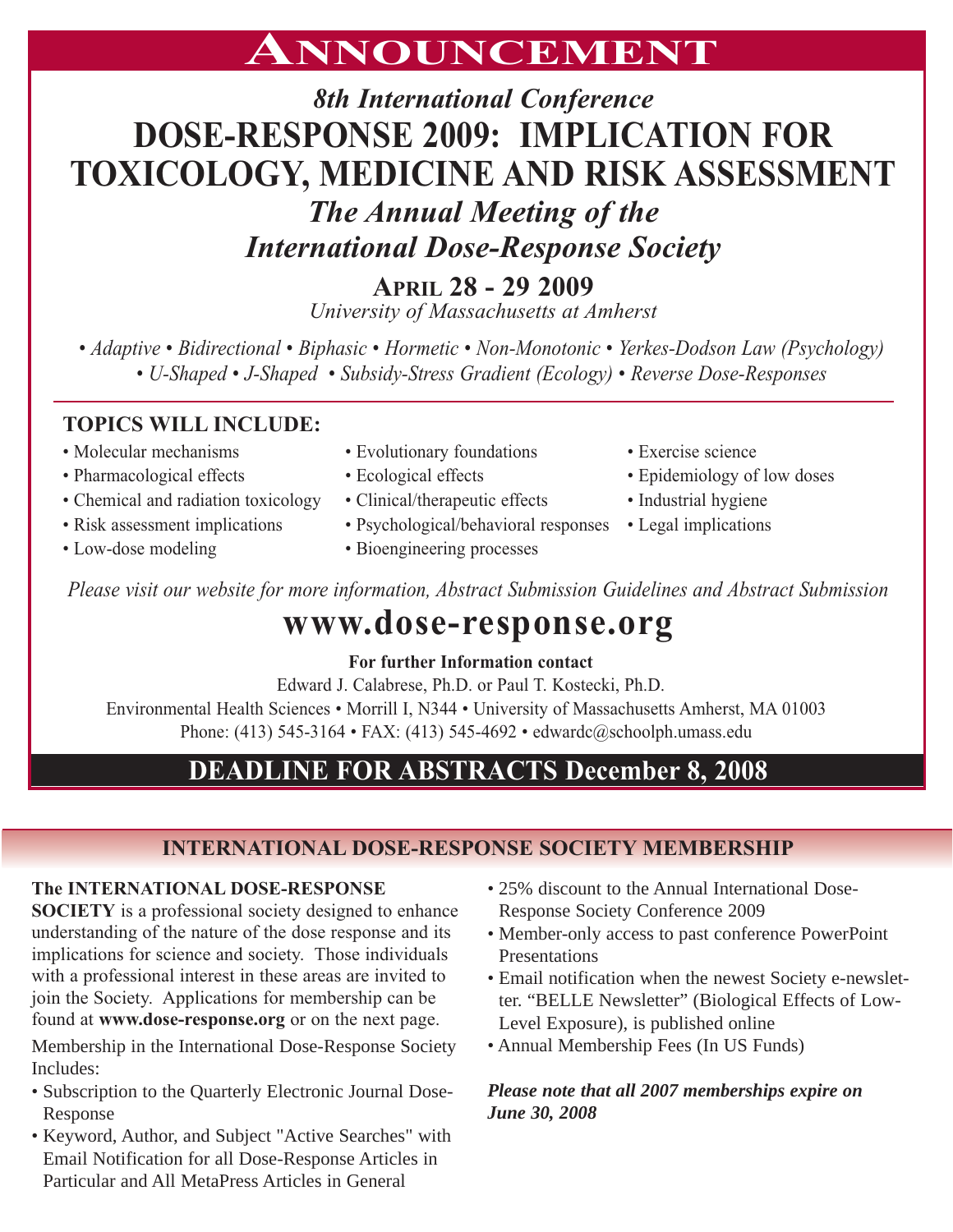# ANNOUNCEMENT

### *8th International Conference*

# DOSE-RESPONSE 2009: IMPLICATION FOR TOXICOLOGY, MEDICINE AND RISK ASSESSMENT

## *The Annual Meeting of the International Dose-Response Society*

**APRIL 28 - 29 2009**

*University of Massachusetts at Amherst*

*• Adaptive • Bidirectional • Biphasic • Hormetic • Non-Monotonic • Yerkes-Dodson Law (Psychology) • U-Shaped • J-Shaped • Subsidy-Stress Gradient (Ecology) • Reverse Dose-Responses*

**TOPICS WILL INCLUDE:**

- Molecular mechanisms
- Pharmacological effects
- Chemical and radiation toxicology
- Risk assessment implications
- Low-dose modeling
- Evolutionary foundations
- Ecological effects
- Clinical/therapeutic effects
- Psychological/behavioral responses
- Bioengineering processes
- Exercise science
- Epidemiology of low doses
- Industrial hygiene
- Legal implications

*Please visit our website for more information, Abstract Submission Guidelines and Abstract Submission*

## www.dose-response.org

**For further Information contact**

Edward J. Calabrese, Ph.D. or Paul T. Kostecki, Ph.D.

Environmental Health Sciences • Morrill I, N344 • University of Massachusetts Amherst, MA 01003

Phone: (413) 545-3164 • FAX: (413) 545-4692 • edwardc@schoolph.umass.edu

## DEADLINE FOR ABSTRACTS December 8, 2008

## INTERNATIONAL DOSE-RESPONSE SOCIETY MEMBERSHIP

**The INTERNATIONAL DOSE-RESPONSE SOCIETY** is a professional society designed to enhance understanding of the nature of the dose response and its implications for science and society. Those individuals with a professional interest in these areas are invited to join the Society. Applications for membership can be found at **www.dose-response.org** or on the next page.

Membership in the International Dose-Response Society Includes:

- Subscription to the Quarterly Electronic Journal Dose-Response
- Keyword, Author, and Subject "Active Searches" with Email Notification for all Dose-Response Articles in Particular and All MetaPress Articles in General
- 25% discount to the Annual International Dose-Response Society Conference 2009
- Member-only access to past conference PowerPoint Presentations
- Email notification when the newest Society e-newsletter. "BELLE Newsletter" (Biological Effects of Low-Level Exposure), is published online
- Annual Membership Fees (In US Funds)

***Please note that all 2007 memberships expire on June 30, 2008***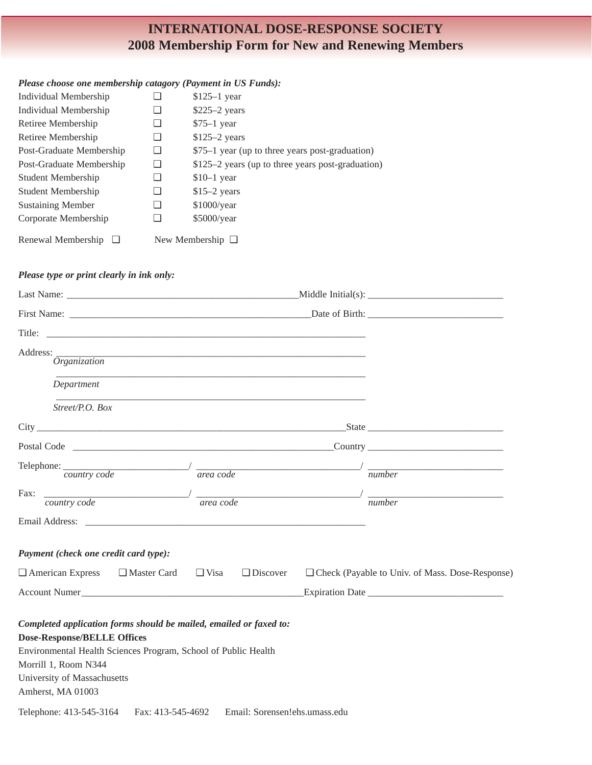# INTERNATIONAL DOSE-RESPONSE SOCIETY
## 2008 Membership Form for New and Renewing Members

***Please choose one membership catagory (Payment in US Funds):***

| | | |
|---|---|---|
| Individual Membership | ❑ | $125–1 year |
| Individual Membership | ❑ | $225–2 years |
| Retiree Membership | ❑ | $75–1 year |
| Retiree Membership | ❑ | $125–2 years |
| Post-Graduate Membership | ❑ | $75–1 year (up to three years post-graduation) |
| Post-Graduate Membership | ❑ | $125–2 years (up to three years post-graduation) |
| Student Membership | ❑ | $10–1 year |
| Student Membership | ❑ | $15–2 years |
| Sustaining Member | ❑ | $1000/year |
| Corporate Membership | ❑ | $5000/year |

Renewal Membership ❑  New Membership ❑

***Please type or print clearly in ink only:***

Last Name: ______________________________ Middle Initial(s): ____________________

First Name: ______________________________ Date of Birth: ____________________

Title: ______________________________

Address: ______________________________
*Organization*

______________________________
*Department*

______________________________
*Street/P.O. Box*

City ______________________________ State ____________________

Postal Code ______________________________ Country ____________________

Telephone: ____________ / ____________ / ____________
*country code* *area code* *number*

Fax: ____________ / ____________ / ____________
*country code* *area code* *number*

Email Address: ______________________________

***Payment (check one credit card type):***

❑ American Express ❑ Master Card ❑ Visa ❑ Discover ❑ Check (Payable to Univ. of Mass. Dose-Response)

Account Numer ______________________________ Expiration Date ____________________

***Completed application forms should be mailed, emailed or faxed to:***

**Dose-Response/BELLE Offices**
Environmental Health Sciences Program, School of Public Health
Morrill 1, Room N344
University of Massachusetts
Amherst, MA 01003

Telephone: 413-545-3164 Fax: 413-545-4692 Email: Sorensen!ehs.umass.edu